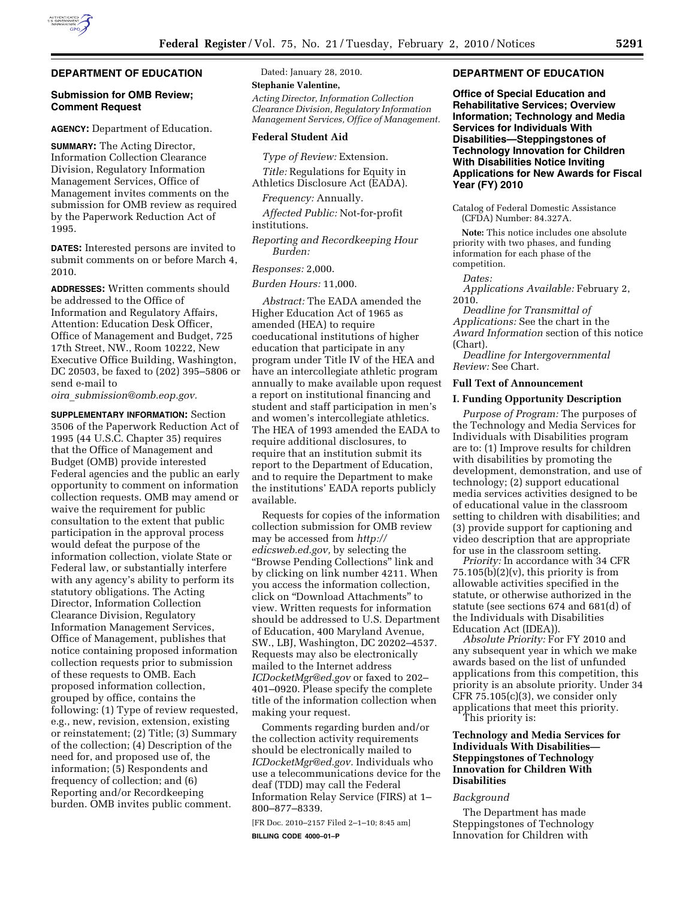## DEPARTMENT OF EDUCATION

### Submission for OMB Review; Comment Request

**AGENCY:** Department of Education.

**SUMMARY:** The Acting Director, Information Collection Clearance Division, Regulatory Information Management Services, Office of Management invites comments on the submission for OMB review as required by the Paperwork Reduction Act of 1995.

**DATES:** Interested persons are invited to submit comments on or before March 4, 2010.

**ADDRESSES:** Written comments should be addressed to the Office of Information and Regulatory Affairs, Attention: Education Desk Officer, Office of Management and Budget, 725 17th Street, NW., Room 10222, New Executive Office Building, Washington, DC 20503, be faxed to (202) 395–5806 or send e-mail to *oira_submission@omb.eop.gov.*

**SUPPLEMENTARY INFORMATION:** Section 3506 of the Paperwork Reduction Act of 1995 (44 U.S.C. Chapter 35) requires that the Office of Management and Budget (OMB) provide interested Federal agencies and the public an early opportunity to comment on information collection requests. OMB may amend or waive the requirement for public consultation to the extent that public participation in the approval process would defeat the purpose of the information collection, violate State or Federal law, or substantially interfere with any agency's ability to perform its statutory obligations. The Acting Director, Information Collection Clearance Division, Regulatory Information Management Services, Office of Management, publishes that notice containing proposed information collection requests prior to submission of these requests to OMB. Each proposed information collection, grouped by office, contains the following: (1) Type of review requested, e.g., new, revision, extension, existing or reinstatement; (2) Title; (3) Summary of the collection; (4) Description of the need for, and proposed use of, the information; (5) Respondents and frequency of collection; and (6) Reporting and/or Recordkeeping burden. OMB invites public comment.

Dated: January 28, 2010.

**Stephanie Valentine,**

*Acting Director, Information Collection Clearance Division, Regulatory Information Management Services, Office of Management.*

**Federal Student Aid**

*Type of Review:* Extension.

*Title:* Regulations for Equity in Athletics Disclosure Act (EADA).

*Frequency:* Annually.

*Affected Public:* Not-for-profit institutions.

*Reporting and Recordkeeping Hour Burden:*

*Responses:* 2,000.

*Burden Hours:* 11,000.

*Abstract:* The EADA amended the Higher Education Act of 1965 as amended (HEA) to require coeducational institutions of higher education that participate in any program under Title IV of the HEA and have an intercollegiate athletic program annually to make available upon request a report on institutional financing and student and staff participation in men's and women's intercollegiate athletics. The HEA of 1993 amended the EADA to require additional disclosures, to require that an institution submit its report to the Department of Education, and to require the Department to make the institutions' EADA reports publicly available.

Requests for copies of the information collection submission for OMB review may be accessed from *http://edicsweb.ed.gov,* by selecting the "Browse Pending Collections" link and by clicking on link number 4211. When you access the information collection, click on "Download Attachments" to view. Written requests for information should be addressed to U.S. Department of Education, 400 Maryland Avenue, SW., LBJ, Washington, DC 20202–4537. Requests may also be electronically mailed to the Internet address *ICDocketMgr@ed.gov* or faxed to 202–401–0920. Please specify the complete title of the information collection when making your request.

Comments regarding burden and/or the collection activity requirements should be electronically mailed to *ICDocketMgr@ed.gov.* Individuals who use a telecommunications device for the deaf (TDD) may call the Federal Information Relay Service (FIRS) at 1–800–877–8339.

[FR Doc. 2010–2157 Filed 2–1–10; 8:45 am]

**BILLING CODE 4000–01–P**

## DEPARTMENT OF EDUCATION

### Office of Special Education and Rehabilitative Services; Overview Information; Technology and Media Services for Individuals With Disabilities—Steppingstones of Technology Innovation for Children With Disabilities Notice Inviting Applications for New Awards for Fiscal Year (FY) 2010

Catalog of Federal Domestic Assistance (CFDA) Number: 84.327A.

**Note:** This notice includes one absolute priority with two phases, and funding information for each phase of the competition.

*Dates:*

*Applications Available:* February 2, 2010.

*Deadline for Transmittal of Applications:* See the chart in the *Award Information* section of this notice (Chart).

*Deadline for Intergovernmental Review:* See Chart.

**Full Text of Announcement**

**I. Funding Opportunity Description**

*Purpose of Program:* The purposes of the Technology and Media Services for Individuals with Disabilities program are to: (1) Improve results for children with disabilities by promoting the development, demonstration, and use of technology; (2) support educational media services activities designed to be of educational value in the classroom setting to children with disabilities; and (3) provide support for captioning and video description that are appropriate for use in the classroom setting.

*Priority:* In accordance with 34 CFR 75.105(b)(2)(v), this priority is from allowable activities specified in the statute, or otherwise authorized in the statute (see sections 674 and 681(d) of the Individuals with Disabilities Education Act (IDEA)).

*Absolute Priority:* For FY 2010 and any subsequent year in which we make awards based on the list of unfunded applications from this competition, this priority is an absolute priority. Under 34 CFR 75.105(c)(3), we consider only applications that meet this priority.

This priority is:

**Technology and Media Services for Individuals With Disabilities—Steppingstones of Technology Innovation for Children With Disabilities**

*Background*

The Department has made Steppingstones of Technology Innovation for Children with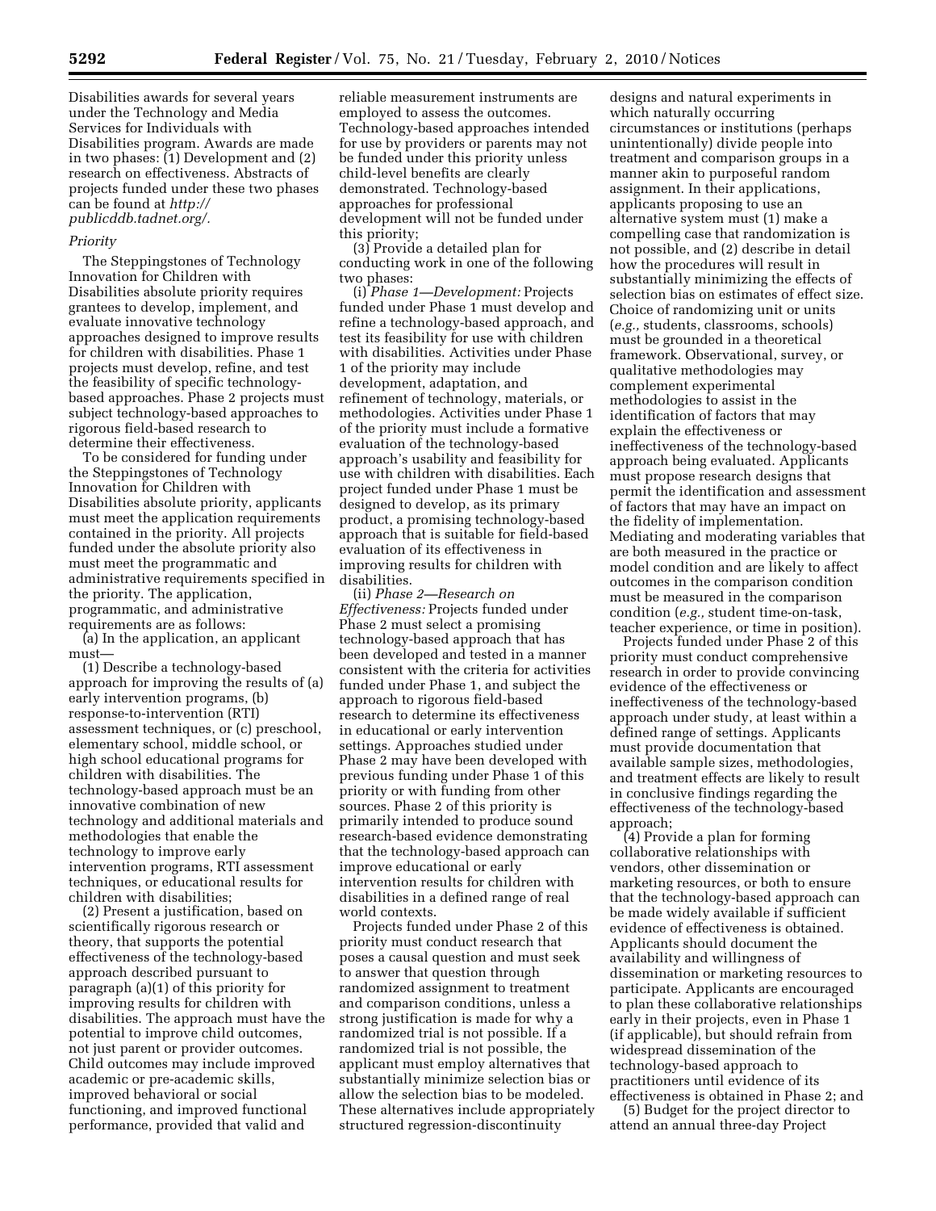Disabilities awards for several years under the Technology and Media Services for Individuals with Disabilities program. Awards are made in two phases: (1) Development and (2) research on effectiveness. Abstracts of projects funded under these two phases can be found at *http://publicddb.tadnet.org/*.

*Priority*

The Steppingstones of Technology Innovation for Children with Disabilities absolute priority requires grantees to develop, implement, and evaluate innovative technology approaches designed to improve results for children with disabilities. Phase 1 projects must develop, refine, and test the feasibility of specific technology-based approaches. Phase 2 projects must subject technology-based approaches to rigorous field-based research to determine their effectiveness.

To be considered for funding under the Steppingstones of Technology Innovation for Children with Disabilities absolute priority, applicants must meet the application requirements contained in the priority. All projects funded under the absolute priority also must meet the programmatic and administrative requirements specified in the priority. The application, programmatic, and administrative requirements are as follows:

(a) In the application, an applicant must—

(1) Describe a technology-based approach for improving the results of (a) early intervention programs, (b) response-to-intervention (RTI) assessment techniques, or (c) preschool, elementary school, middle school, or high school educational programs for children with disabilities. The technology-based approach must be an innovative combination of new technology and additional materials and methodologies that enable the technology to improve early intervention programs, RTI assessment techniques, or educational results for children with disabilities;

(2) Present a justification, based on scientifically rigorous research or theory, that supports the potential effectiveness of the technology-based approach described pursuant to paragraph (a)(1) of this priority for improving results for children with disabilities. The approach must have the potential to improve child outcomes, not just parent or provider outcomes. Child outcomes may include improved academic or pre-academic skills, improved behavioral or social functioning, and improved functional performance, provided that valid and reliable measurement instruments are employed to assess the outcomes. Technology-based approaches intended for use by providers or parents may not be funded under this priority unless child-level benefits are clearly demonstrated. Technology-based approaches for professional development will not be funded under this priority;

(3) Provide a detailed plan for conducting work in one of the following two phases:

(i) *Phase 1—Development:* Projects funded under Phase 1 must develop and refine a technology-based approach, and test its feasibility for use with children with disabilities. Activities under Phase 1 of the priority may include development, adaptation, and refinement of technology, materials, or methodologies. Activities under Phase 1 of the priority must include a formative evaluation of the technology-based approach's usability and feasibility for use with children with disabilities. Each project funded under Phase 1 must be designed to develop, as its primary product, a promising technology-based approach that is suitable for field-based evaluation of its effectiveness in improving results for children with disabilities.

(ii) *Phase 2—Research on Effectiveness:* Projects funded under Phase 2 must select a promising technology-based approach that has been developed and tested in a manner consistent with the criteria for activities funded under Phase 1, and subject the approach to rigorous field-based research to determine its effectiveness in educational or early intervention settings. Approaches studied under Phase 2 may have been developed with previous funding under Phase 1 of this priority or with funding from other sources. Phase 2 of this priority is primarily intended to produce sound research-based evidence demonstrating that the technology-based approach can improve educational or early intervention results for children with disabilities in a defined range of real world contexts.

Projects funded under Phase 2 of this priority must conduct research that poses a causal question and must seek to answer that question through randomized assignment to treatment and comparison conditions, unless a strong justification is made for why a randomized trial is not possible. If a randomized trial is not possible, the applicant must employ alternatives that substantially minimize selection bias or allow the selection bias to be modeled. These alternatives include appropriately structured regression-discontinuity designs and natural experiments in which naturally occurring circumstances or institutions (perhaps unintentionally) divide people into treatment and comparison groups in a manner akin to purposeful random assignment. In their applications, applicants proposing to use an alternative system must (1) make a compelling case that randomization is not possible, and (2) describe in detail how the procedures will result in substantially minimizing the effects of selection bias on estimates of effect size. Choice of randomizing unit or units (*e.g.,* students, classrooms, schools) must be grounded in a theoretical framework. Observational, survey, or qualitative methodologies may complement experimental methodologies to assist in the identification of factors that may explain the effectiveness or ineffectiveness of the technology-based approach being evaluated. Applicants must propose research designs that permit the identification and assessment of factors that may have an impact on the fidelity of implementation. Mediating and moderating variables that are both measured in the practice or model condition and are likely to affect outcomes in the comparison condition must be measured in the comparison condition (*e.g.,* student time-on-task, teacher experience, or time in position).

Projects funded under Phase 2 of this priority must conduct comprehensive research in order to provide convincing evidence of the effectiveness or ineffectiveness of the technology-based approach under study, at least within a defined range of settings. Applicants must provide documentation that available sample sizes, methodologies, and treatment effects are likely to result in conclusive findings regarding the effectiveness of the technology-based approach;

(4) Provide a plan for forming collaborative relationships with vendors, other dissemination or marketing resources, or both to ensure that the technology-based approach can be made widely available if sufficient evidence of effectiveness is obtained. Applicants should document the availability and willingness of dissemination or marketing resources to participate. Applicants are encouraged to plan these collaborative relationships early in their projects, even in Phase 1 (if applicable), but should refrain from widespread dissemination of the technology-based approach to practitioners until evidence of its effectiveness is obtained in Phase 2; and

(5) Budget for the project director to attend an annual three-day Project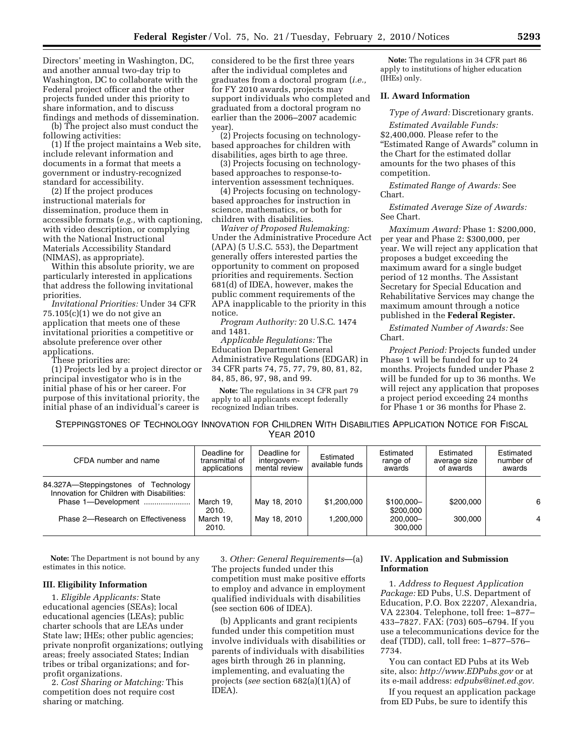Directors' meeting in Washington, DC, and another annual two-day trip to Washington, DC to collaborate with the Federal project officer and the other projects funded under this priority to share information, and to discuss findings and methods of dissemination.

(b) The project also must conduct the following activities:

(1) If the project maintains a Web site, include relevant information and documents in a format that meets a government or industry-recognized standard for accessibility.

(2) If the project produces instructional materials for dissemination, produce them in accessible formats (*e.g.,* with captioning, with video description, or complying with the National Instructional Materials Accessibility Standard (NIMAS), as appropriate).

Within this absolute priority, we are particularly interested in applications that address the following invitational priorities.

*Invitational Priorities:* Under 34 CFR 75.105(c)(1) we do not give an application that meets one of these invitational priorities a competitive or absolute preference over other applications.

These priorities are:

(1) Projects led by a project director or principal investigator who is in the initial phase of his or her career. For purpose of this invitational priority, the initial phase of an individual's career is considered to be the first three years after the individual completes and graduates from a doctoral program (*i.e.,* for FY 2010 awards, projects may support individuals who completed and graduated from a doctoral program no earlier than the 2006–2007 academic year).

(2) Projects focusing on technology-based approaches for children with disabilities, ages birth to age three.

(3) Projects focusing on technology-based approaches to response-to-intervention assessment techniques.

(4) Projects focusing on technology-based approaches for instruction in science, mathematics, or both for children with disabilities.

*Waiver of Proposed Rulemaking:* Under the Administrative Procedure Act (APA) (5 U.S.C. 553), the Department generally offers interested parties the opportunity to comment on proposed priorities and requirements. Section 681(d) of IDEA, however, makes the public comment requirements of the APA inapplicable to the priority in this notice.

*Program Authority:* 20 U.S.C. 1474 and 1481.

*Applicable Regulations:* The Education Department General Administrative Regulations (EDGAR) in 34 CFR parts 74, 75, 77, 79, 80, 81, 82, 84, 85, 86, 97, 98, and 99.

**Note:** The regulations in 34 CFR part 79 apply to all applicants except federally recognized Indian tribes.

**Note:** The regulations in 34 CFR part 86 apply to institutions of higher education (IHEs) only.

## II. Award Information

*Type of Award:* Discretionary grants.

*Estimated Available Funds:* $2,400,000. Please refer to the "Estimated Range of Awards" column in the Chart for the estimated dollar amounts for the two phases of this competition.

*Estimated Range of Awards:* See Chart.

*Estimated Average Size of Awards:* See Chart.

*Maximum Award:* Phase 1: $200,000, per year and Phase 2: $300,000, per year. We will reject any application that proposes a budget exceeding the maximum award for a single budget period of 12 months. The Assistant Secretary for Special Education and Rehabilitative Services may change the maximum amount through a notice published in the **Federal Register.**

*Estimated Number of Awards:* See Chart.

*Project Period:* Projects funded under Phase 1 will be funded for up to 24 months. Projects funded under Phase 2 will be funded for up to 36 months. We will reject any application that proposes a project period exceeding 24 months for Phase 1 or 36 months for Phase 2.

STEPPINGSTONES OF TECHNOLOGY INNOVATION FOR CHILDREN WITH DISABILITIES APPLICATION NOTICE FOR FISCAL YEAR 2010

| CFDA number and name | Deadline for transmittal of applications | Deadline for intergovernmental review | Estimated available funds | Estimated range of awards | Estimated average size of awards | Estimated number of awards |
|---|---|---|---|---|---|---|
| 84.327A—Steppingstones of Technology Innovation for Children with Disabilities: | | | | | | |
| Phase 1—Development | March 19, 2010. | May 18, 2010 | $1,200,000 | $100,000–$200,000 | $200,000 | 6 |
| Phase 2—Research on Effectiveness | March 19, 2010. | May 18, 2010 | 1,200,000 | 200,000–300,000 | 300,000 | 4 |

**Note:** The Department is not bound by any estimates in this notice.

## III. Eligibility Information

1. *Eligible Applicants:* State educational agencies (SEAs); local educational agencies (LEAs); public charter schools that are LEAs under State law; IHEs; other public agencies; private nonprofit organizations; outlying areas; freely associated States; Indian tribes or tribal organizations; and for-profit organizations.

2. *Cost Sharing or Matching:* This competition does not require cost sharing or matching.

3. *Other: General Requirements*—(a) The projects funded under this competition must make positive efforts to employ and advance in employment qualified individuals with disabilities (see section 606 of IDEA).

(b) Applicants and grant recipients funded under this competition must involve individuals with disabilities or parents of individuals with disabilities ages birth through 26 in planning, implementing, and evaluating the projects (*see* section 682(a)(1)(A) of IDEA).

## IV. Application and Submission Information

1. *Address to Request Application Package:* ED Pubs, U.S. Department of Education, P.O. Box 22207, Alexandria, VA 22304. Telephone, toll free: 1–877–433–7827. FAX: (703) 605–6794. If you use a telecommunications device for the deaf (TDD), call, toll free: 1–877–576–7734.

You can contact ED Pubs at its Web site, also: *http://www.EDPubs.gov* or at its e-mail address: *edpubs@inet.ed.gov.*

If you request an application package from ED Pubs, be sure to identify this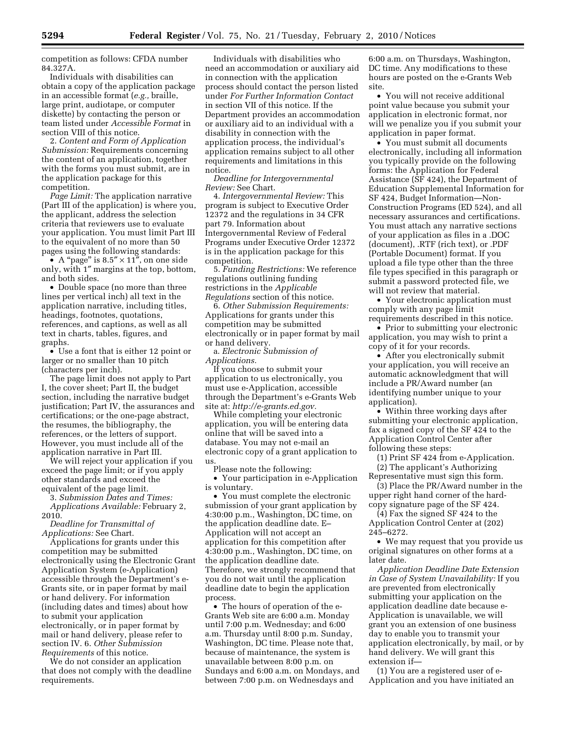competition as follows: CFDA number 84.327A.

Individuals with disabilities can obtain a copy of the application package in an accessible format (*e.g.,* braille, large print, audiotape, or computer diskette) by contacting the person or team listed under *Accessible Format* in section VIII of this notice.

2. *Content and Form of Application Submission:* Requirements concerning the content of an application, together with the forms you must submit, are in the application package for this competition.

*Page Limit:* The application narrative (Part III of the application) is where you, the applicant, address the selection criteria that reviewers use to evaluate your application. You must limit Part III to the equivalent of no more than 50 pages using the following standards:

• A "page" is 8.5″ × 11″, on one side only, with 1″ margins at the top, bottom, and both sides.

• Double space (no more than three lines per vertical inch) all text in the application narrative, including titles, headings, footnotes, quotations, references, and captions, as well as all text in charts, tables, figures, and graphs.

• Use a font that is either 12 point or larger or no smaller than 10 pitch (characters per inch).

The page limit does not apply to Part I, the cover sheet; Part II, the budget section, including the narrative budget justification; Part IV, the assurances and certifications; or the one-page abstract, the resumes, the bibliography, the references, or the letters of support. However, you must include all of the application narrative in Part III.

We will reject your application if you exceed the page limit; or if you apply other standards and exceed the equivalent of the page limit.

3. *Submission Dates and Times: Applications Available:* February 2, 2010.

*Deadline for Transmittal of Applications:* See Chart.

Applications for grants under this competition may be submitted electronically using the Electronic Grant Application System (e-Application) accessible through the Department's e-Grants site, or in paper format by mail or hand delivery. For information (including dates and times) about how to submit your application electronically, or in paper format by mail or hand delivery, please refer to section IV. 6. *Other Submission Requirements* of this notice.

We do not consider an application that does not comply with the deadline requirements.

Individuals with disabilities who need an accommodation or auxiliary aid in connection with the application process should contact the person listed under *For Further Information Contact* in section VII of this notice. If the Department provides an accommodation or auxiliary aid to an individual with a disability in connection with the application process, the individual's application remains subject to all other requirements and limitations in this notice.

*Deadline for Intergovernmental Review:* See Chart.

4. *Intergovernmental Review:* This program is subject to Executive Order 12372 and the regulations in 34 CFR part 79. Information about Intergovernmental Review of Federal Programs under Executive Order 12372 is in the application package for this competition.

5. *Funding Restrictions:* We reference regulations outlining funding restrictions in the *Applicable Regulations* section of this notice.

6. *Other Submission Requirements:* Applications for grants under this competition may be submitted electronically or in paper format by mail or hand delivery.

a. *Electronic Submission of Applications.*

If you choose to submit your application to us electronically, you must use e-Application, accessible through the Department's e-Grants Web site at: *http://e-grants.ed.gov.*

While completing your electronic application, you will be entering data online that will be saved into a database. You may not e-mail an electronic copy of a grant application to us.

Please note the following:

• Your participation in e-Application is voluntary.

• You must complete the electronic submission of your grant application by 4:30:00 p.m., Washington, DC time, on the application deadline date. E–Application will not accept an application for this competition after 4:30:00 p.m., Washington, DC time, on the application deadline date. Therefore, we strongly recommend that you do not wait until the application deadline date to begin the application process.

• The hours of operation of the e-Grants Web site are 6:00 a.m. Monday until 7:00 p.m. Wednesday; and 6:00 a.m. Thursday until 8:00 p.m. Sunday, Washington, DC time. Please note that, because of maintenance, the system is unavailable between 8:00 p.m. on Sundays and 6:00 a.m. on Mondays, and between 7:00 p.m. on Wednesdays and 6:00 a.m. on Thursdays, Washington, DC time. Any modifications to these hours are posted on the e-Grants Web site.

• You will not receive additional point value because you submit your application in electronic format, nor will we penalize you if you submit your application in paper format.

• You must submit all documents electronically, including all information you typically provide on the following forms: the Application for Federal Assistance (SF 424), the Department of Education Supplemental Information for SF 424, Budget Information—Non-Construction Programs (ED 524), and all necessary assurances and certifications. You must attach any narrative sections of your application as files in a .DOC (document), .RTF (rich text), or .PDF (Portable Document) format. If you upload a file type other than the three file types specified in this paragraph or submit a password protected file, we will not review that material.

• Your electronic application must comply with any page limit requirements described in this notice.

• Prior to submitting your electronic application, you may wish to print a copy of it for your records.

• After you electronically submit your application, you will receive an automatic acknowledgment that will include a PR/Award number (an identifying number unique to your application).

• Within three working days after submitting your electronic application, fax a signed copy of the SF 424 to the Application Control Center after following these steps:

(1) Print SF 424 from e-Application.

(2) The applicant's Authorizing Representative must sign this form.

(3) Place the PR/Award number in the upper right hand corner of the hard-copy signature page of the SF 424.

(4) Fax the signed SF 424 to the Application Control Center at (202) 245–6272.

• We may request that you provide us original signatures on other forms at a later date.

*Application Deadline Date Extension in Case of System Unavailability:* If you are prevented from electronically submitting your application on the application deadline date because e-Application is unavailable, we will grant you an extension of one business day to enable you to transmit your application electronically, by mail, or by hand delivery. We will grant this extension if—

(1) You are a registered user of e-Application and you have initiated an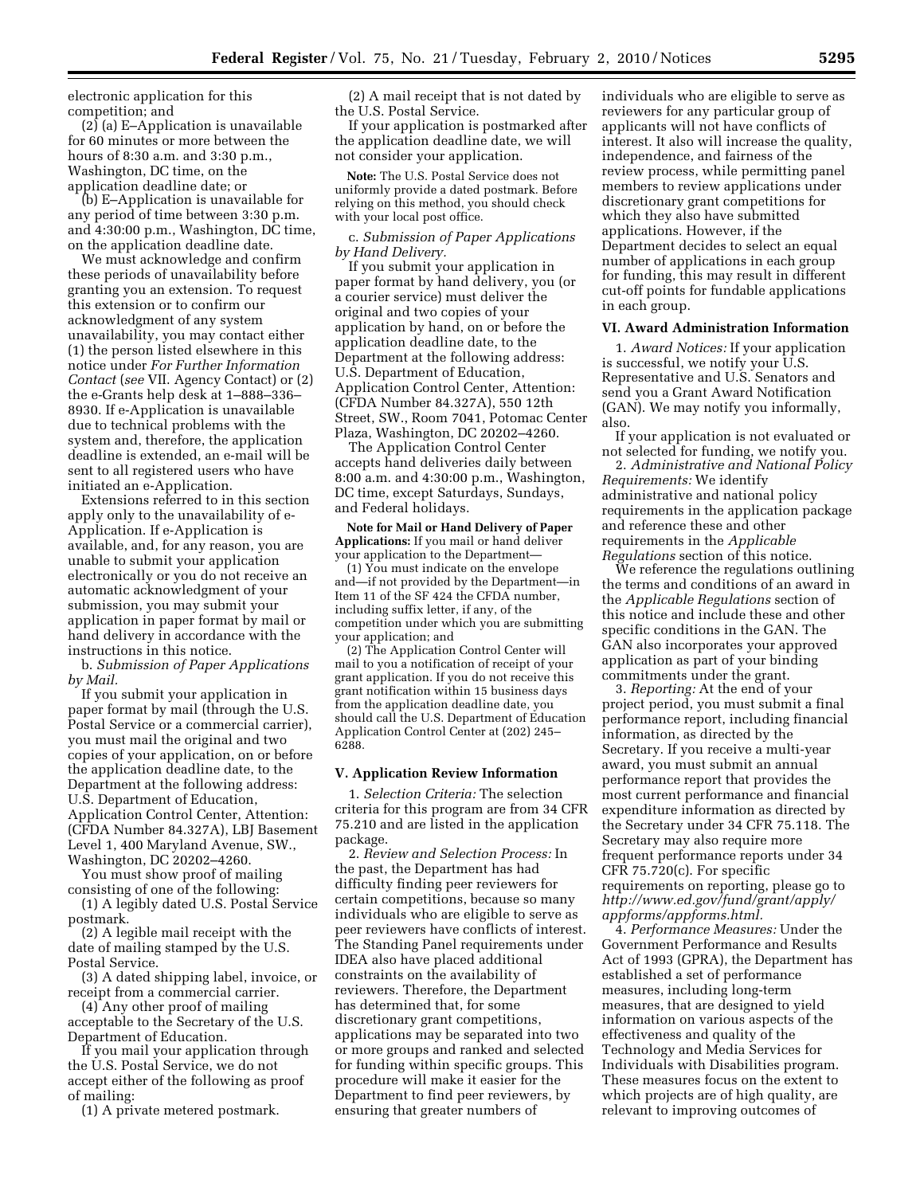electronic application for this competition; and

(2) (a) E–Application is unavailable for 60 minutes or more between the hours of 8:30 a.m. and 3:30 p.m., Washington, DC time, on the application deadline date; or

(b) E–Application is unavailable for any period of time between 3:30 p.m. and 4:30:00 p.m., Washington, DC time, on the application deadline date.

We must acknowledge and confirm these periods of unavailability before granting you an extension. To request this extension or to confirm our acknowledgment of any system unavailability, you may contact either (1) the person listed elsewhere in this notice under *For Further Information Contact* (*see* VII. Agency Contact) or (2) the e-Grants help desk at 1–888–336–8930. If e-Application is unavailable due to technical problems with the system and, therefore, the application deadline is extended, an e-mail will be sent to all registered users who have initiated an e-Application.

Extensions referred to in this section apply only to the unavailability of e-Application. If e-Application is available, and, for any reason, you are unable to submit your application electronically or you do not receive an automatic acknowledgment of your submission, you may submit your application in paper format by mail or hand delivery in accordance with the instructions in this notice.

b. *Submission of Paper Applications by Mail.*

If you submit your application in paper format by mail (through the U.S. Postal Service or a commercial carrier), you must mail the original and two copies of your application, on or before the application deadline date, to the Department at the following address: U.S. Department of Education, Application Control Center, Attention: (CFDA Number 84.327A), LBJ Basement Level 1, 400 Maryland Avenue, SW., Washington, DC 20202–4260.

You must show proof of mailing consisting of one of the following:

(1) A legibly dated U.S. Postal Service postmark.

(2) A legible mail receipt with the date of mailing stamped by the U.S. Postal Service.

(3) A dated shipping label, invoice, or receipt from a commercial carrier.

(4) Any other proof of mailing acceptable to the Secretary of the U.S. Department of Education.

If you mail your application through the U.S. Postal Service, we do not accept either of the following as proof of mailing:

(1) A private metered postmark.

(2) A mail receipt that is not dated by the U.S. Postal Service.

If your application is postmarked after the application deadline date, we will not consider your application.

**Note:** The U.S. Postal Service does not uniformly provide a dated postmark. Before relying on this method, you should check with your local post office.

c. *Submission of Paper Applications by Hand Delivery.*

If you submit your application in paper format by hand delivery, you (or a courier service) must deliver the original and two copies of your application by hand, on or before the application deadline date, to the Department at the following address: U.S. Department of Education, Application Control Center, Attention: (CFDA Number 84.327A), 550 12th Street, SW., Room 7041, Potomac Center Plaza, Washington, DC 20202–4260.

The Application Control Center accepts hand deliveries daily between 8:00 a.m. and 4:30:00 p.m., Washington, DC time, except Saturdays, Sundays, and Federal holidays.

**Note for Mail or Hand Delivery of Paper Applications:** If you mail or hand deliver your application to the Department—

(1) You must indicate on the envelope and—if not provided by the Department—in Item 11 of the SF 424 the CFDA number, including suffix letter, if any, of the competition under which you are submitting your application; and

(2) The Application Control Center will mail to you a notification of receipt of your grant application. If you do not receive this grant notification within 15 business days from the application deadline date, you should call the U.S. Department of Education Application Control Center at (202) 245–6288.

## V. Application Review Information

1. *Selection Criteria:* The selection criteria for this program are from 34 CFR 75.210 and are listed in the application package.

2. *Review and Selection Process:* In the past, the Department has had difficulty finding peer reviewers for certain competitions, because so many individuals who are eligible to serve as peer reviewers have conflicts of interest. The Standing Panel requirements under IDEA also have placed additional constraints on the availability of reviewers. Therefore, the Department has determined that, for some discretionary grant competitions, applications may be separated into two or more groups and ranked and selected for funding within specific groups. This procedure will make it easier for the Department to find peer reviewers, by ensuring that greater numbers of individuals who are eligible to serve as reviewers for any particular group of applicants will not have conflicts of interest. It also will increase the quality, independence, and fairness of the review process, while permitting panel members to review applications under discretionary grant competitions for which they also have submitted applications. However, if the Department decides to select an equal number of applications in each group for funding, this may result in different cut-off points for fundable applications in each group.

## VI. Award Administration Information

1. *Award Notices:* If your application is successful, we notify your U.S. Representative and U.S. Senators and send you a Grant Award Notification (GAN). We may notify you informally, also.

If your application is not evaluated or not selected for funding, we notify you.

2. *Administrative and National Policy Requirements:* We identify administrative and national policy requirements in the application package and reference these and other requirements in the *Applicable Regulations* section of this notice.

We reference the regulations outlining the terms and conditions of an award in the *Applicable Regulations* section of this notice and include these and other specific conditions in the GAN. The GAN also incorporates your approved application as part of your binding commitments under the grant.

3. *Reporting:* At the end of your project period, you must submit a final performance report, including financial information, as directed by the Secretary. If you receive a multi-year award, you must submit an annual performance report that provides the most current performance and financial expenditure information as directed by the Secretary under 34 CFR 75.118. The Secretary may also require more frequent performance reports under 34 CFR 75.720(c). For specific requirements on reporting, please go to *http://www.ed.gov/fund/grant/apply/appforms/appforms.html.*

4. *Performance Measures:* Under the Government Performance and Results Act of 1993 (GPRA), the Department has established a set of performance measures, including long-term measures, that are designed to yield information on various aspects of the effectiveness and quality of the Technology and Media Services for Individuals with Disabilities program. These measures focus on the extent to which projects are of high quality, are relevant to improving outcomes of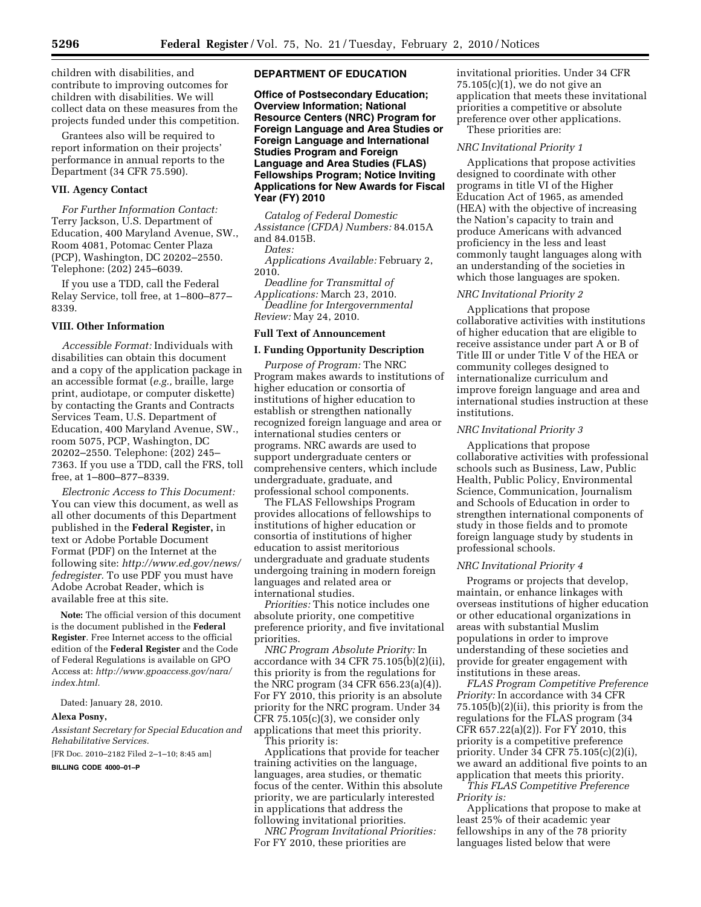children with disabilities, and contribute to improving outcomes for children with disabilities. We will collect data on these measures from the projects funded under this competition.

Grantees also will be required to report information on their projects' performance in annual reports to the Department (34 CFR 75.590).

### VII. Agency Contact

*For Further Information Contact:* Terry Jackson, U.S. Department of Education, 400 Maryland Avenue, SW., Room 4081, Potomac Center Plaza (PCP), Washington, DC 20202–2550. Telephone: (202) 245–6039.

If you use a TDD, call the Federal Relay Service, toll free, at 1–800–877–8339.

### VIII. Other Information

*Accessible Format:* Individuals with disabilities can obtain this document and a copy of the application package in an accessible format (*e.g.,* braille, large print, audiotape, or computer diskette) by contacting the Grants and Contracts Services Team, U.S. Department of Education, 400 Maryland Avenue, SW., room 5075, PCP, Washington, DC 20202–2550. Telephone: (202) 245–7363. If you use a TDD, call the FRS, toll free, at 1–800–877–8339.

*Electronic Access to This Document:* You can view this document, as well as all other documents of this Department published in the **Federal Register,** in text or Adobe Portable Document Format (PDF) on the Internet at the following site: *http://www.ed.gov/news/fedregister*. To use PDF you must have Adobe Acrobat Reader, which is available free at this site.

**Note:** The official version of this document is the document published in the **Federal Register**. Free Internet access to the official edition of the **Federal Register** and the Code of Federal Regulations is available on GPO Access at: *http://www.gpoaccess.gov/nara/index.html.*

Dated: January 28, 2010.

**Alexa Posny,**

*Assistant Secretary for Special Education and Rehabilitative Services.*

[FR Doc. 2010–2182 Filed 2–1–10; 8:45 am]

**BILLING CODE 4000–01–P**

## DEPARTMENT OF EDUCATION

### Office of Postsecondary Education; Overview Information; National Resource Centers (NRC) Program for Foreign Language and Area Studies or Foreign Language and International Studies Program and Foreign Language and Area Studies (FLAS) Fellowships Program; Notice Inviting Applications for New Awards for Fiscal Year (FY) 2010

*Catalog of Federal Domestic Assistance (CFDA) Numbers:* 84.015A and 84.015B.

*Dates:*

*Applications Available:* February 2, 2010.

*Deadline for Transmittal of Applications:* March 23, 2010.

*Deadline for Intergovernmental Review:* May 24, 2010.

### Full Text of Announcement

### I. Funding Opportunity Description

*Purpose of Program:* The NRC Program makes awards to institutions of higher education or consortia of institutions of higher education to establish or strengthen nationally recognized foreign language and area or international studies centers or programs. NRC awards are used to support undergraduate centers or comprehensive centers, which include undergraduate, graduate, and professional school components.

The FLAS Fellowships Program provides allocations of fellowships to institutions of higher education or consortia of institutions of higher education to assist meritorious undergraduate and graduate students undergoing training in modern foreign languages and related area or international studies.

*Priorities:* This notice includes one absolute priority, one competitive preference priority, and five invitational priorities.

*NRC Program Absolute Priority:* In accordance with 34 CFR 75.105(b)(2)(ii), this priority is from the regulations for the NRC program (34 CFR 656.23(a)(4)). For FY 2010, this priority is an absolute priority for the NRC program. Under 34 CFR 75.105(c)(3), we consider only applications that meet this priority.

This priority is:

Applications that provide for teacher training activities on the language, languages, area studies, or thematic focus of the center. Within this absolute priority, we are particularly interested in applications that address the following invitational priorities.

*NRC Program Invitational Priorities:* For FY 2010, these priorities are invitational priorities. Under 34 CFR 75.105(c)(1), we do not give an application that meets these invitational priorities a competitive or absolute preference over other applications.

These priorities are:

*NRC Invitational Priority 1*

Applications that propose activities designed to coordinate with other programs in title VI of the Higher Education Act of 1965, as amended (HEA) with the objective of increasing the Nation's capacity to train and produce Americans with advanced proficiency in the less and least commonly taught languages along with an understanding of the societies in which those languages are spoken.

*NRC Invitational Priority 2*

Applications that propose collaborative activities with institutions of higher education that are eligible to receive assistance under part A or B of Title III or under Title V of the HEA or community colleges designed to internationalize curriculum and improve foreign language and area and international studies instruction at these institutions.

*NRC Invitational Priority 3*

Applications that propose collaborative activities with professional schools such as Business, Law, Public Health, Public Policy, Environmental Science, Communication, Journalism and Schools of Education in order to strengthen international components of study in those fields and to promote foreign language study by students in professional schools.

*NRC Invitational Priority 4*

Programs or projects that develop, maintain, or enhance linkages with overseas institutions of higher education or other educational organizations in areas with substantial Muslim populations in order to improve understanding of these societies and provide for greater engagement with institutions in these areas.

*FLAS Program Competitive Preference Priority:* In accordance with 34 CFR 75.105(b)(2)(ii), this priority is from the regulations for the FLAS program (34 CFR 657.22(a)(2)). For FY 2010, this priority is a competitive preference priority. Under 34 CFR 75.105(c)(2)(i), we award an additional five points to an application that meets this priority.

*This FLAS Competitive Preference Priority is:*

Applications that propose to make at least 25% of their academic year fellowships in any of the 78 priority languages listed below that were